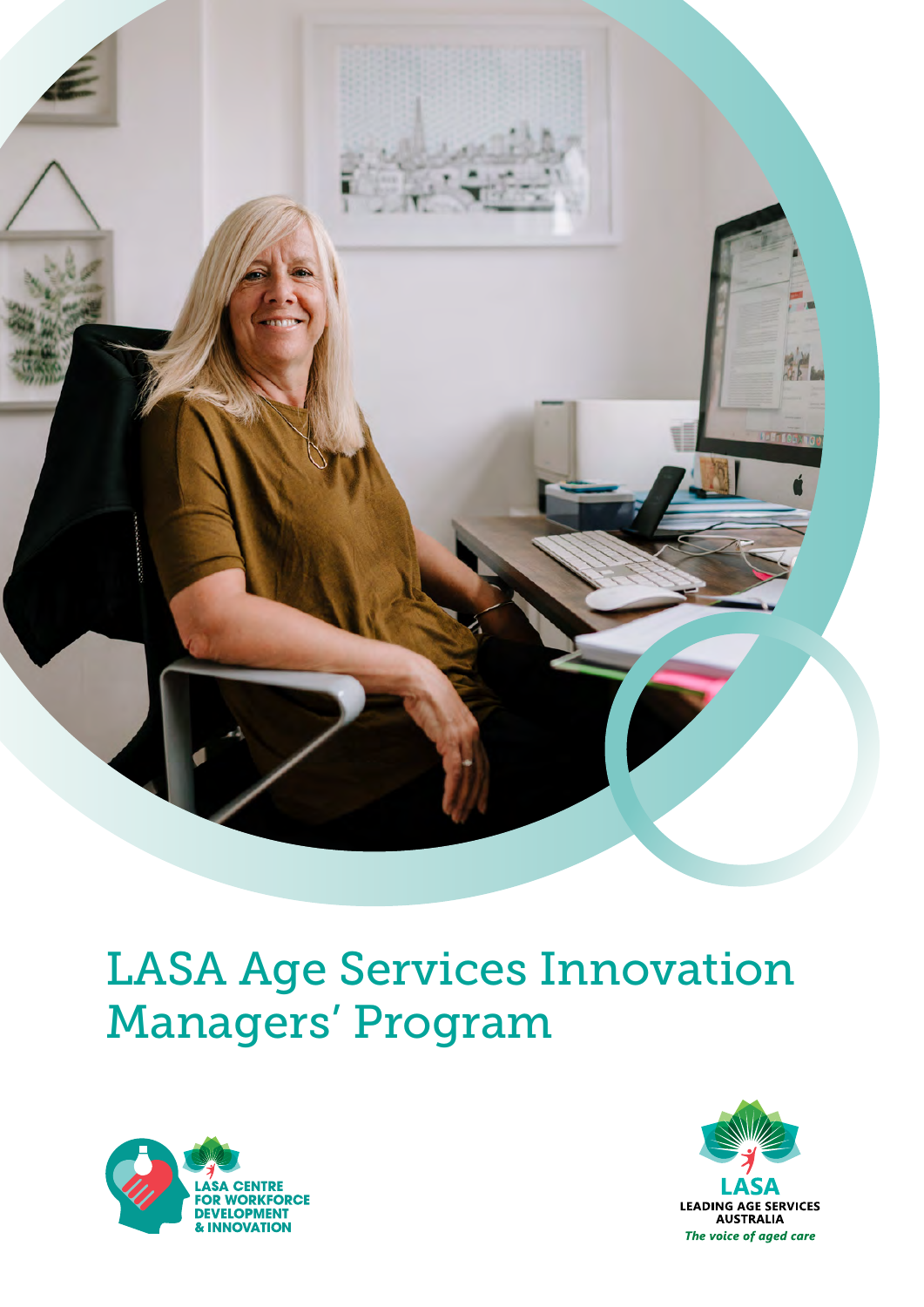# LASA Age Services Innovation Managers' Program

LASA CENTRE FOR WORKFORCE DEVELOPMENT & INNOVATION

LASA LEADING AGE SERVICES AUSTRALIA

*The voice of aged care*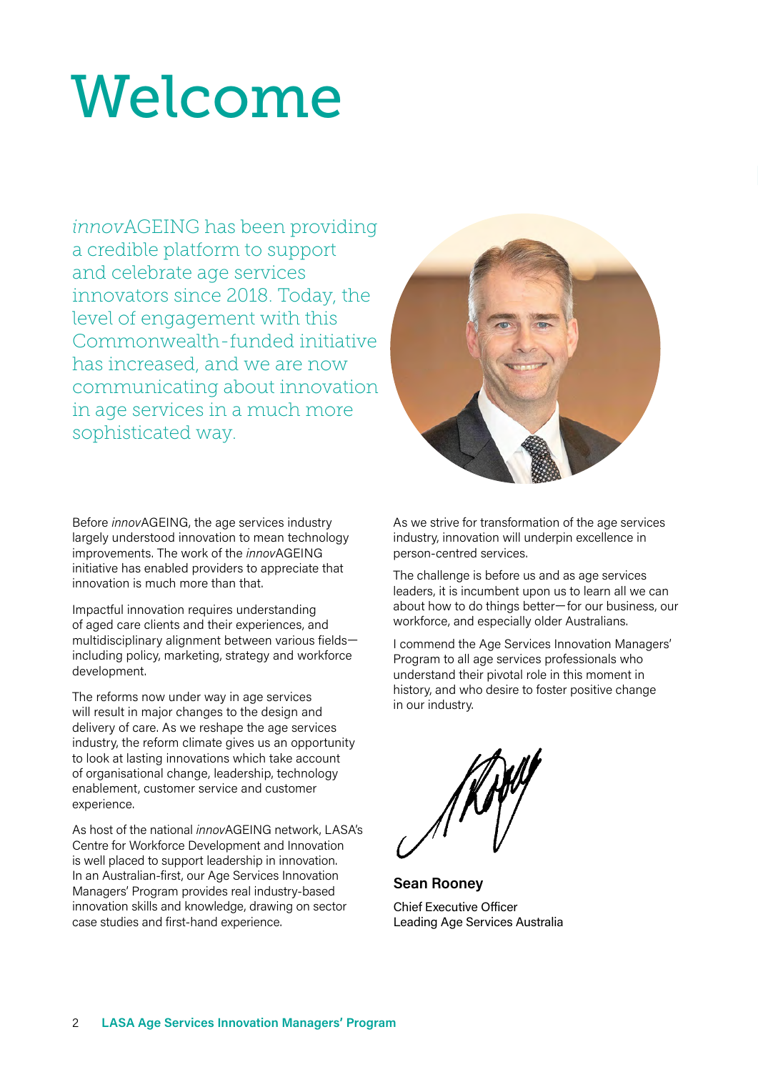# Welcome

*innov*AGEING has been providing a credible platform to support and celebrate age services innovators since 2018. Today, the level of engagement with this Commonwealth-funded initiative has increased, and we are now communicating about innovation in age services in a much more sophisticated way.

Before *innov*AGEING, the age services industry largely understood innovation to mean technology improvements. The work of the *innov*AGEING initiative has enabled providers to appreciate that innovation is much more than that.

Impactful innovation requires understanding of aged care clients and their experiences, and multidisciplinary alignment between various fields—including policy, marketing, strategy and workforce development.

The reforms now under way in age services will result in major changes to the design and delivery of care. As we reshape the age services industry, the reform climate gives us an opportunity to look at lasting innovations which take account of organisational change, leadership, technology enablement, customer service and customer experience.

As host of the national *innov*AGEING network, LASA's Centre for Workforce Development and Innovation is well placed to support leadership in innovation. In an Australian-first, our Age Services Innovation Managers' Program provides real industry-based innovation skills and knowledge, drawing on sector case studies and first-hand experience.

As we strive for transformation of the age services industry, innovation will underpin excellence in person-centred services.

The challenge is before us and as age services leaders, it is incumbent upon us to learn all we can about how to do things better—for our business, our workforce, and especially older Australians.

I commend the Age Services Innovation Managers' Program to all age services professionals who understand their pivotal role in this moment in history, and who desire to foster positive change in our industry.

**Sean Rooney**
Chief Executive Officer
Leading Age Services Australia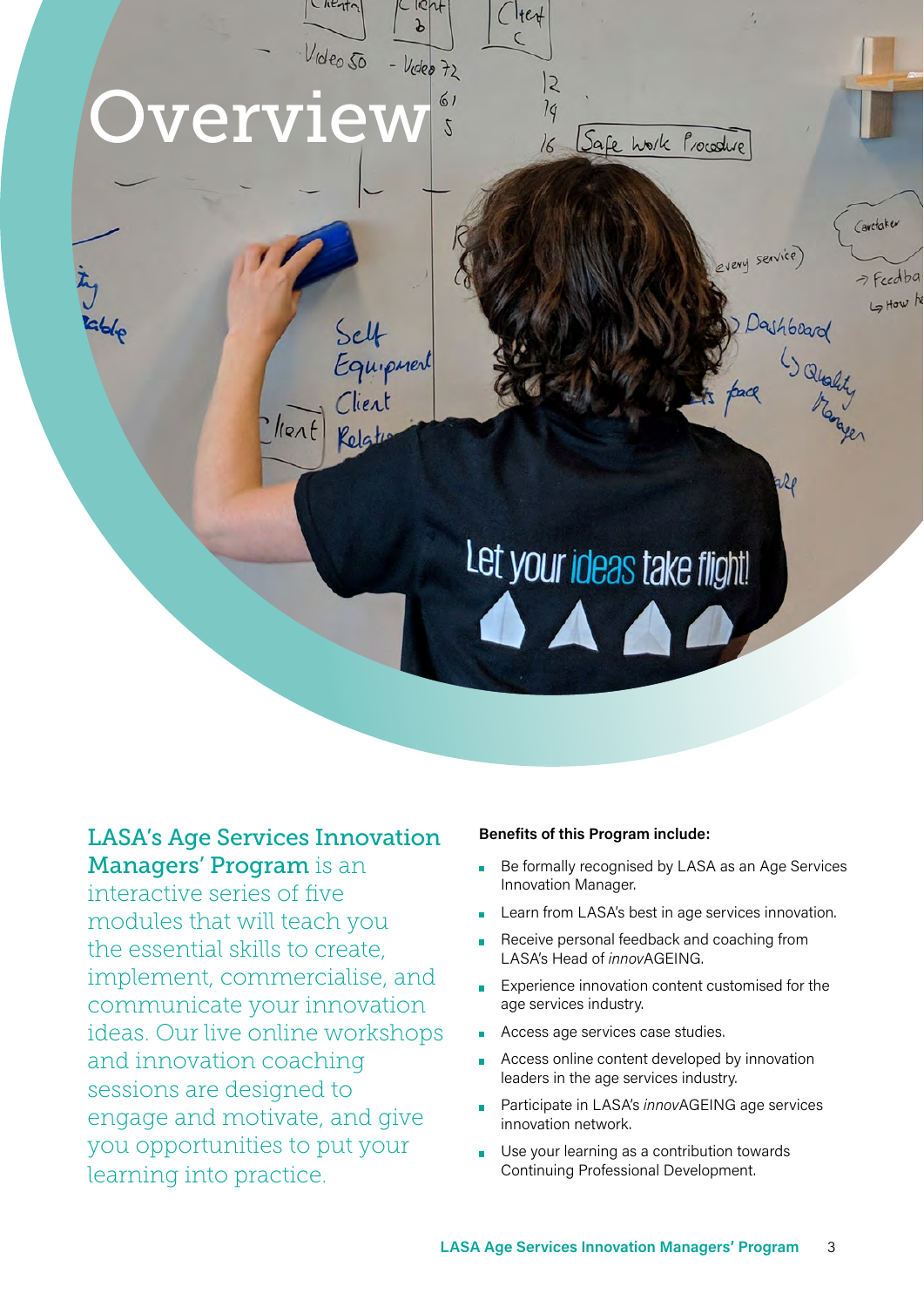# Overview

**LASA's Age Services Innovation Managers' Program** is an interactive series of five modules that will teach you the essential skills to create, implement, commercialise, and communicate your innovation ideas. Our live online workshops and innovation coaching sessions are designed to engage and motivate, and give you opportunities to put your learning into practice.

**Benefits of this Program include:**

- Be formally recognised by LASA as an Age Services Innovation Manager.
- Learn from LASA's best in age services innovation.
- Receive personal feedback and coaching from LASA's Head of *innov*AGEING.
- Experience innovation content customised for the age services industry.
- Access age services case studies.
- Access online content developed by innovation leaders in the age services industry.
- Participate in LASA's *innov*AGEING age services innovation network.
- Use your learning as a contribution towards Continuing Professional Development.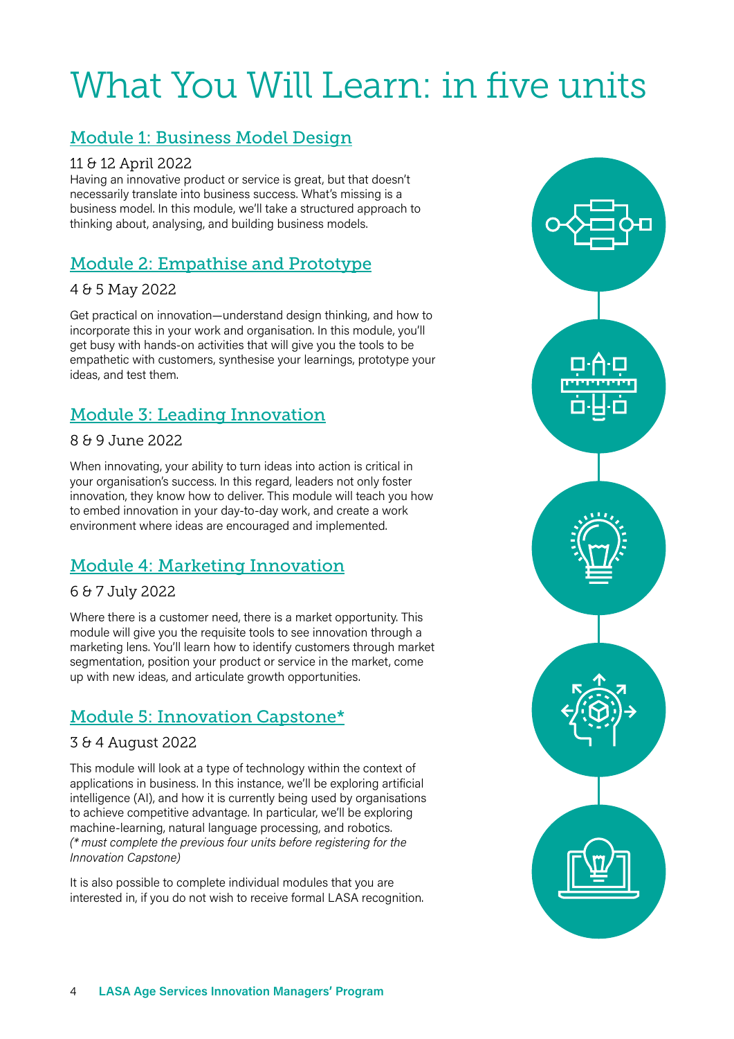# What You Will Learn: in five units

## Module 1: Business Model Design

11 & 12 April 2022

Having an innovative product or service is great, but that doesn't necessarily translate into business success. What's missing is a business model. In this module, we'll take a structured approach to thinking about, analysing, and building business models.

## Module 2: Empathise and Prototype

4 & 5 May 2022

Get practical on innovation—understand design thinking, and how to incorporate this in your work and organisation. In this module, you'll get busy with hands-on activities that will give you the tools to be empathetic with customers, synthesise your learnings, prototype your ideas, and test them.

## Module 3: Leading Innovation

8 & 9 June 2022

When innovating, your ability to turn ideas into action is critical in your organisation's success. In this regard, leaders not only foster innovation, they know how to deliver. This module will teach you how to embed innovation in your day-to-day work, and create a work environment where ideas are encouraged and implemented.

## Module 4: Marketing Innovation

6 & 7 July 2022

Where there is a customer need, there is a market opportunity. This module will give you the requisite tools to see innovation through a marketing lens. You'll learn how to identify customers through market segmentation, position your product or service in the market, come up with new ideas, and articulate growth opportunities.

## Module 5: Innovation Capstone*

3 & 4 August 2022

This module will look at a type of technology within the context of applications in business. In this instance, we'll be exploring artificial intelligence (AI), and how it is currently being used by organisations to achieve competitive advantage. In particular, we'll be exploring machine-learning, natural language processing, and robotics.
*(* must complete the previous four units before registering for the Innovation Capstone)*

It is also possible to complete individual modules that you are interested in, if you do not wish to receive formal LASA recognition.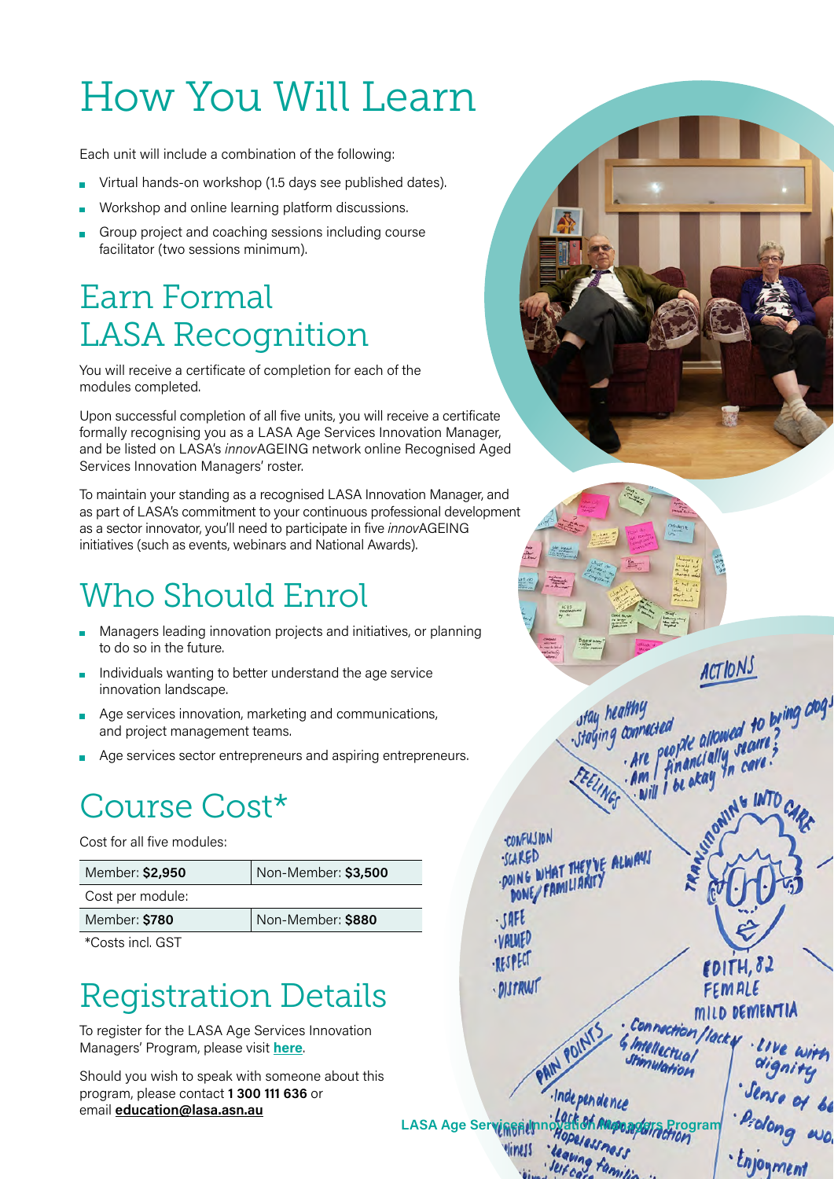# How You Will Learn

Each unit will include a combination of the following:

- Virtual hands-on workshop (1.5 days see published dates).
- Workshop and online learning platform discussions.
- Group project and coaching sessions including course facilitator (two sessions minimum).

## Earn Formal LASA Recognition

You will receive a certificate of completion for each of the modules completed.

Upon successful completion of all five units, you will receive a certificate formally recognising you as a LASA Age Services Innovation Manager, and be listed on LASA's *innov*AGEING network online Recognised Aged Services Innovation Managers' roster.

To maintain your standing as a recognised LASA Innovation Manager, and as part of LASA's commitment to your continuous professional development as a sector innovator, you'll need to participate in five *innov*AGEING initiatives (such as events, webinars and National Awards).

## Who Should Enrol

- Managers leading innovation projects and initiatives, or planning to do so in the future.
- Individuals wanting to better understand the age service innovation landscape.
- Age services innovation, marketing and communications, and project management teams.
- Age services sector entrepreneurs and aspiring entrepreneurs.

## Course Cost*

Cost for all five modules:

| Member: **$2,950** | Non-Member: **$3,500** |
|---|---|
| Cost per module: | |
| Member: **$780** | Non-Member: **$880** |

*Costs incl. GST

## Registration Details

To register for the LASA Age Services Innovation Managers' Program, please visit **here**.

Should you wish to speak with someone about this program, please contact **1 300 111 636** or email **education@lasa.asn.au**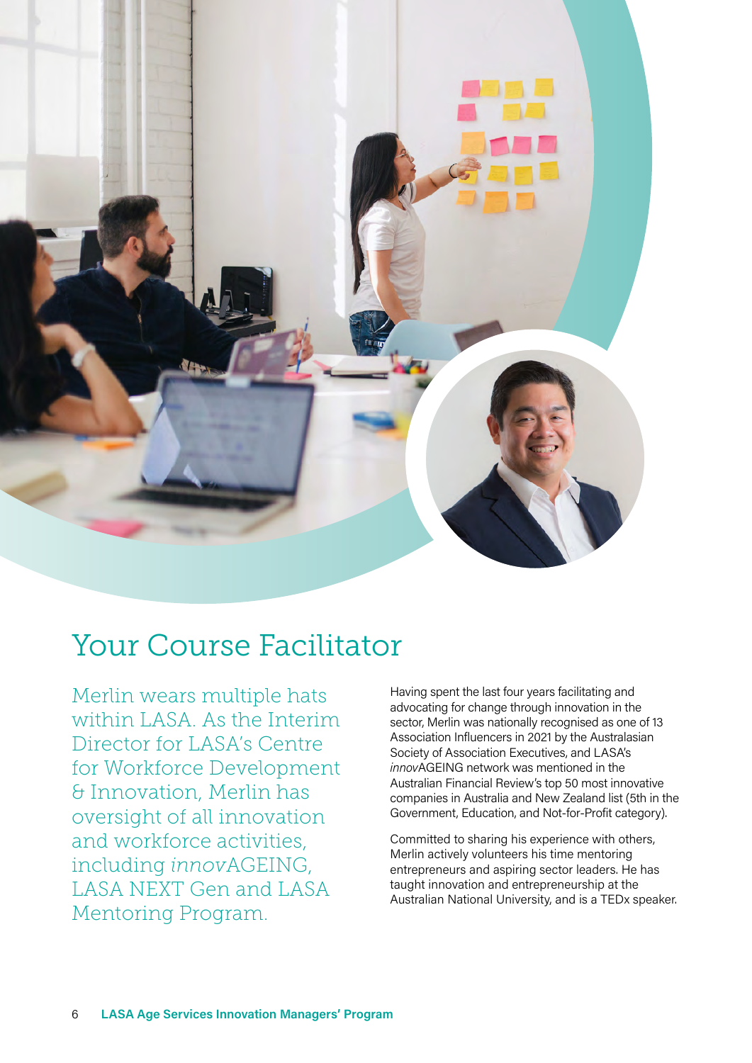# Your Course Facilitator

Merlin wears multiple hats within LASA. As the Interim Director for LASA's Centre for Workforce Development & Innovation, Merlin has oversight of all innovation and workforce activities, including *innov*AGEING, LASA NEXT Gen and LASA Mentoring Program.

Having spent the last four years facilitating and advocating for change through innovation in the sector, Merlin was nationally recognised as one of 13 Association Influencers in 2021 by the Australasian Society of Association Executives, and LASA's *innov*AGEING network was mentioned in the Australian Financial Review's top 50 most innovative companies in Australia and New Zealand list (5th in the Government, Education, and Not-for-Profit category).

Committed to sharing his experience with others, Merlin actively volunteers his time mentoring entrepreneurs and aspiring sector leaders. He has taught innovation and entrepreneurship at the Australian National University, and is a TEDx speaker.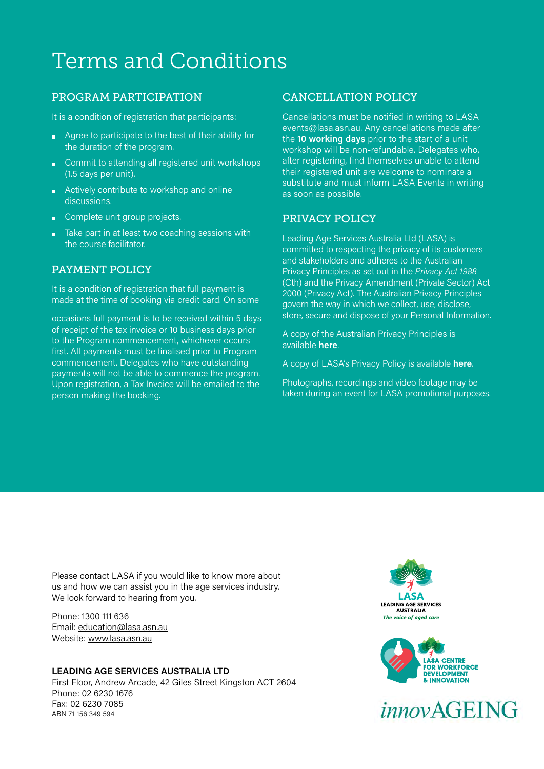# Terms and Conditions

## PROGRAM PARTICIPATION

It is a condition of registration that participants:

- Agree to participate to the best of their ability for the duration of the program.
- Commit to attending all registered unit workshops (1.5 days per unit).
- Actively contribute to workshop and online discussions.
- Complete unit group projects.
- Take part in at least two coaching sessions with the course facilitator.

## PAYMENT POLICY

It is a condition of registration that full payment is made at the time of booking via credit card. On some occasions full payment is to be received within 5 days of receipt of the tax invoice or 10 business days prior to the Program commencement, whichever occurs first. All payments must be finalised prior to Program commencement. Delegates who have outstanding payments will not be able to commence the program. Upon registration, a Tax Invoice will be emailed to the person making the booking.

## CANCELLATION POLICY

Cancellations must be notified in writing to LASA events@lasa.asn.au. Any cancellations made after the **10 working days** prior to the start of a unit workshop will be non-refundable. Delegates who, after registering, find themselves unable to attend their registered unit are welcome to nominate a substitute and must inform LASA Events in writing as soon as possible.

## PRIVACY POLICY

Leading Age Services Australia Ltd (LASA) is committed to respecting the privacy of its customers and stakeholders and adheres to the Australian Privacy Principles as set out in the *Privacy Act 1988* (Cth) and the Privacy Amendment (Private Sector) Act 2000 (Privacy Act). The Australian Privacy Principles govern the way in which we collect, use, disclose, store, secure and dispose of your Personal Information.

A copy of the Australian Privacy Principles is available **here**.

A copy of LASA's Privacy Policy is available **here**.

Photographs, recordings and video footage may be taken during an event for LASA promotional purposes.

Please contact LASA if you would like to know more about us and how we can assist you in the age services industry. We look forward to hearing from you.

Phone: 1300 111 636
Email: education@lasa.asn.au
Website: www.lasa.asn.au

**LEADING AGE SERVICES AUSTRALIA LTD**
First Floor, Andrew Arcade, 42 Giles Street Kingston ACT 2604
Phone: 02 6230 1676
Fax: 02 6230 7085
ABN 71 156 349 594

LASA
LEADING AGE SERVICES AUSTRALIA
*The voice of aged care*

LASA CENTRE FOR WORKFORCE DEVELOPMENT & INNOVATION

*innov*AGEING